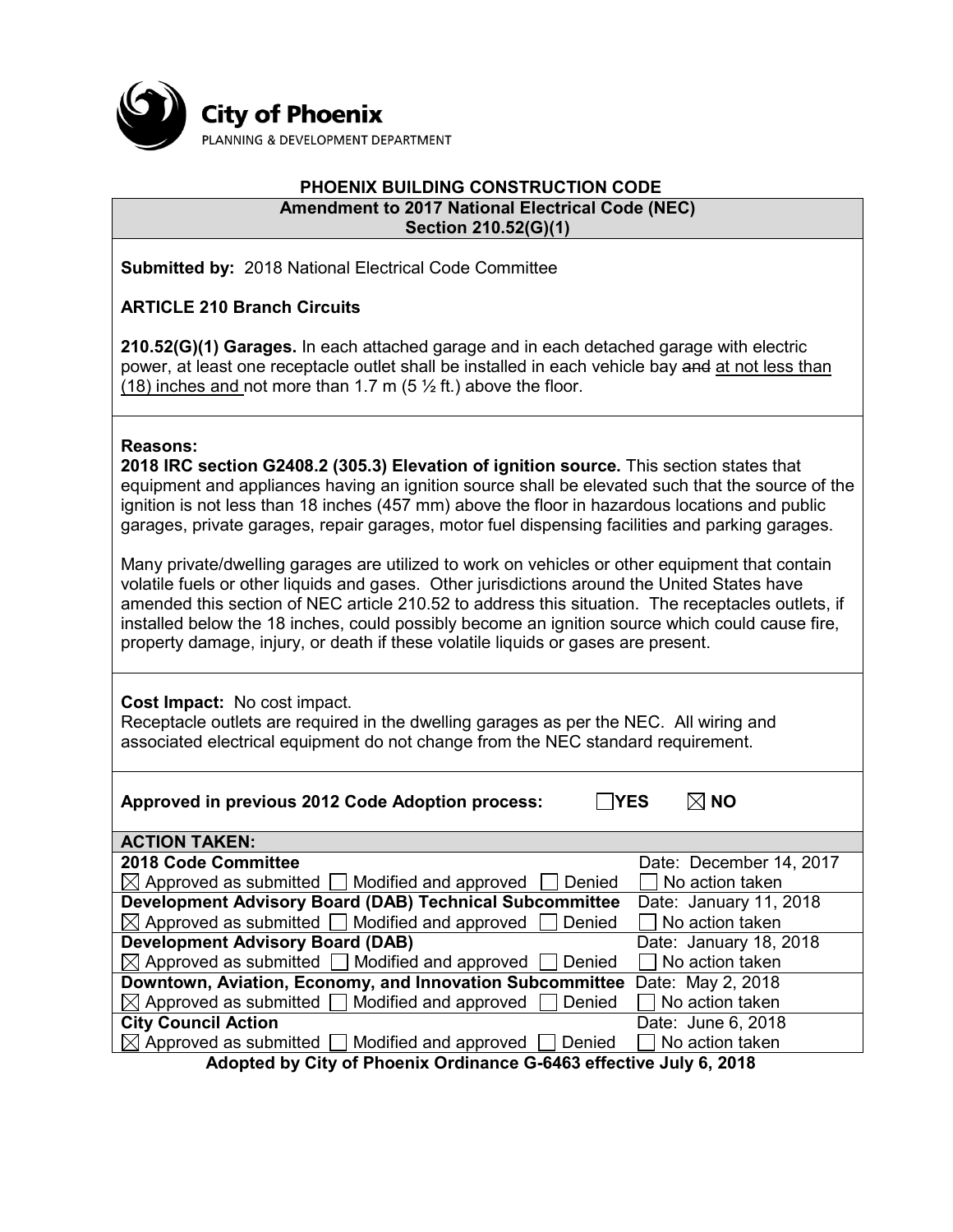**City of Phoenix**
PLANNING & DEVELOPMENT DEPARTMENT

# PHOENIX BUILDING CONSTRUCTION CODE

## Amendment to 2017 National Electrical Code (NEC) Section 210.52(G)(1)

**Submitted by:** 2018 National Electrical Code Committee

**ARTICLE 210 Branch Circuits**

**210.52(G)(1) Garages.** In each attached garage and in each detached garage with electric power, at least one receptacle outlet shall be installed in each vehicle bay ~~and~~ <u>at not less than (18) inches and</u> not more than 1.7 m (5 ½ ft.) above the floor.

**Reasons:**

**2018 IRC section G2408.2 (305.3) Elevation of ignition source.** This section states that equipment and appliances having an ignition source shall be elevated such that the source of the ignition is not less than 18 inches (457 mm) above the floor in hazardous locations and public garages, private garages, repair garages, motor fuel dispensing facilities and parking garages.

Many private/dwelling garages are utilized to work on vehicles or other equipment that contain volatile fuels or other liquids and gases. Other jurisdictions around the United States have amended this section of NEC article 210.52 to address this situation. The receptacles outlets, if installed below the 18 inches, could possibly become an ignition source which could cause fire, property damage, injury, or death if these volatile liquids or gases are present.

**Cost Impact:** No cost impact.
Receptacle outlets are required in the dwelling garages as per the NEC. All wiring and associated electrical equipment do not change from the NEC standard requirement.

**Approved in previous 2012 Code Adoption process:** ☐ **YES** ☒ **NO**

| **ACTION TAKEN:** | |
|---|---|
| **2018 Code Committee** | Date: December 14, 2017 |
| ☒ Approved as submitted ☐ Modified and approved ☐ Denied | ☐ No action taken |
| **Development Advisory Board (DAB) Technical Subcommittee** | Date: January 11, 2018 |
| ☒ Approved as submitted ☐ Modified and approved ☐ Denied | ☐ No action taken |
| **Development Advisory Board (DAB)** | Date: January 18, 2018 |
| ☒ Approved as submitted ☐ Modified and approved ☐ Denied | ☐ No action taken |
| **Downtown, Aviation, Economy, and Innovation Subcommittee** | Date: May 2, 2018 |
| ☒ Approved as submitted ☐ Modified and approved ☐ Denied | ☐ No action taken |
| **City Council Action** | Date: June 6, 2018 |
| ☒ Approved as submitted ☐ Modified and approved ☐ Denied | ☐ No action taken |

**Adopted by City of Phoenix Ordinance G-6463 effective July 6, 2018**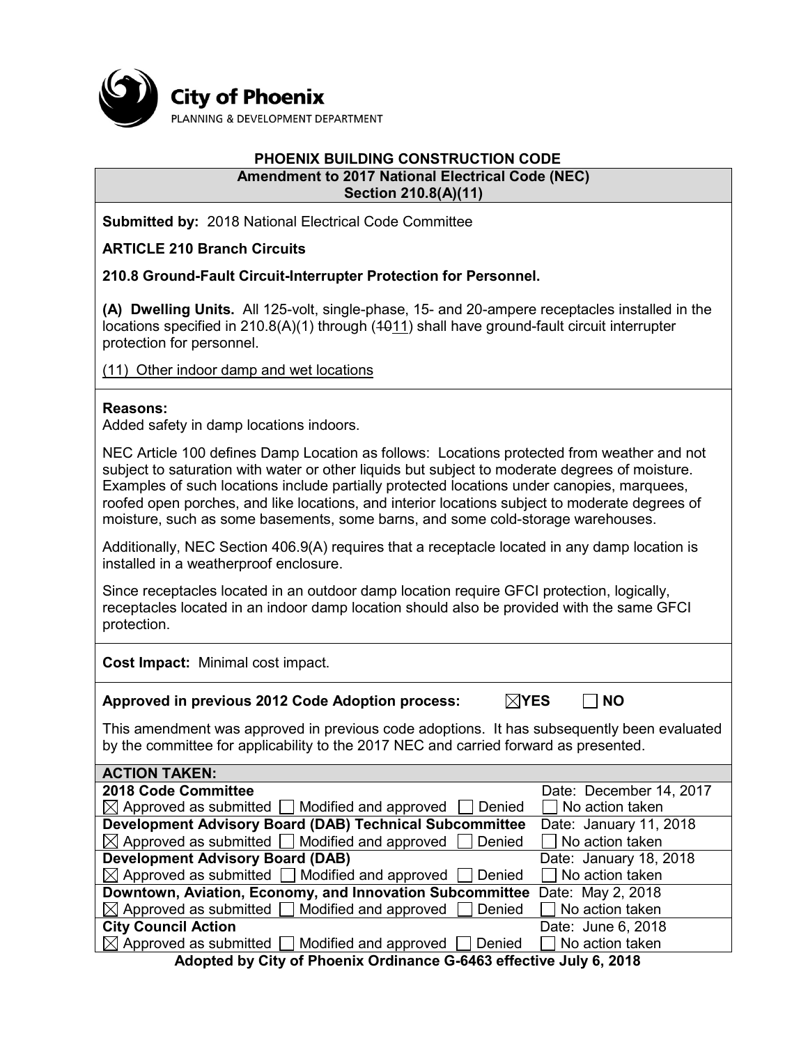City of Phoenix
PLANNING & DEVELOPMENT DEPARTMENT

**PHOENIX BUILDING CONSTRUCTION CODE**

**Amendment to 2017 National Electrical Code (NEC)**
**Section 210.8(A)(11)**

**Submitted by:** 2018 National Electrical Code Committee

**ARTICLE 210 Branch Circuits**

**210.8 Ground-Fault Circuit-Interrupter Protection for Personnel.**

**(A) Dwelling Units.** All 125-volt, single-phase, 15- and 20-ampere receptacles installed in the locations specified in 210.8(A)(1) through (~~10~~11) shall have ground-fault circuit interrupter protection for personnel.

(11) Other indoor damp and wet locations

**Reasons:**
Added safety in damp locations indoors.

NEC Article 100 defines Damp Location as follows: Locations protected from weather and not subject to saturation with water or other liquids but subject to moderate degrees of moisture. Examples of such locations include partially protected locations under canopies, marquees, roofed open porches, and like locations, and interior locations subject to moderate degrees of moisture, such as some basements, some barns, and some cold-storage warehouses.

Additionally, NEC Section 406.9(A) requires that a receptacle located in any damp location is installed in a weatherproof enclosure.

Since receptacles located in an outdoor damp location require GFCI protection, logically, receptacles located in an indoor damp location should also be provided with the same GFCI protection.

**Cost Impact:** Minimal cost impact.

**Approved in previous 2012 Code Adoption process:** ☒ **YES** ☐ **NO**

This amendment was approved in previous code adoptions. It has subsequently been evaluated by the committee for applicability to the 2017 NEC and carried forward as presented.

| **ACTION TAKEN:** | |
|---|---|
| **2018 Code Committee** | Date: December 14, 2017 |
| ☒ Approved as submitted ☐ Modified and approved ☐ Denied | ☐ No action taken |
| **Development Advisory Board (DAB) Technical Subcommittee** | Date: January 11, 2018 |
| ☒ Approved as submitted ☐ Modified and approved ☐ Denied | ☐ No action taken |
| **Development Advisory Board (DAB)** | Date: January 18, 2018 |
| ☒ Approved as submitted ☐ Modified and approved ☐ Denied | ☐ No action taken |
| **Downtown, Aviation, Economy, and Innovation Subcommittee** | Date: May 2, 2018 |
| ☒ Approved as submitted ☐ Modified and approved ☐ Denied | ☐ No action taken |
| **City Council Action** | Date: June 6, 2018 |
| ☒ Approved as submitted ☐ Modified and approved ☐ Denied | ☐ No action taken |

**Adopted by City of Phoenix Ordinance G-6463 effective July 6, 2018**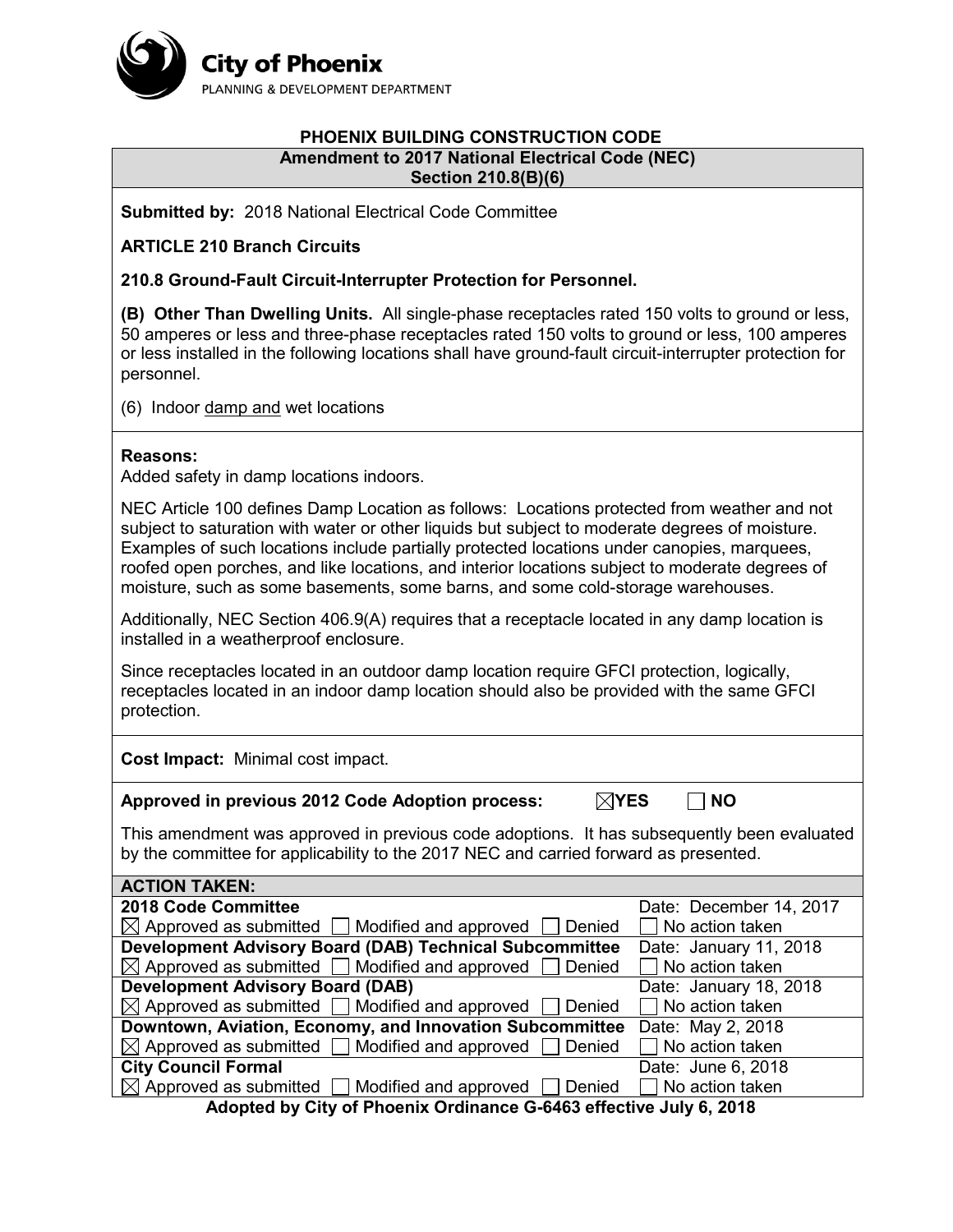City of Phoenix

PLANNING & DEVELOPMENT DEPARTMENT

**PHOENIX BUILDING CONSTRUCTION CODE**

**Amendment to 2017 National Electrical Code (NEC)**
**Section 210.8(B)(6)**

**Submitted by:** 2018 National Electrical Code Committee

**ARTICLE 210 Branch Circuits**

**210.8 Ground-Fault Circuit-Interrupter Protection for Personnel.**

**(B) Other Than Dwelling Units.** All single-phase receptacles rated 150 volts to ground or less, 50 amperes or less and three-phase receptacles rated 150 volts to ground or less, 100 amperes or less installed in the following locations shall have ground-fault circuit-interrupter protection for personnel.

(6) Indoor <u>damp and</u> wet locations

**Reasons:**
Added safety in damp locations indoors.

NEC Article 100 defines Damp Location as follows: Locations protected from weather and not subject to saturation with water or other liquids but subject to moderate degrees of moisture. Examples of such locations include partially protected locations under canopies, marquees, roofed open porches, and like locations, and interior locations subject to moderate degrees of moisture, such as some basements, some barns, and some cold-storage warehouses.

Additionally, NEC Section 406.9(A) requires that a receptacle located in any damp location is installed in a weatherproof enclosure.

Since receptacles located in an outdoor damp location require GFCI protection, logically, receptacles located in an indoor damp location should also be provided with the same GFCI protection.

**Cost Impact:** Minimal cost impact.

**Approved in previous 2012 Code Adoption process:** ☒ **YES** ☐ **NO**

This amendment was approved in previous code adoptions. It has subsequently been evaluated by the committee for applicability to the 2017 NEC and carried forward as presented.

| **ACTION TAKEN:** | |
|---|---|
| **2018 Code Committee** | Date: December 14, 2017 |
| ☒ Approved as submitted ☐ Modified and approved ☐ Denied | ☐ No action taken |
| **Development Advisory Board (DAB) Technical Subcommittee** | Date: January 11, 2018 |
| ☒ Approved as submitted ☐ Modified and approved ☐ Denied | ☐ No action taken |
| **Development Advisory Board (DAB)** | Date: January 18, 2018 |
| ☒ Approved as submitted ☐ Modified and approved ☐ Denied | ☐ No action taken |
| **Downtown, Aviation, Economy, and Innovation Subcommittee** | Date: May 2, 2018 |
| ☒ Approved as submitted ☐ Modified and approved ☐ Denied | ☐ No action taken |
| **City Council Formal** | Date: June 6, 2018 |
| ☒ Approved as submitted ☐ Modified and approved ☐ Denied | ☐ No action taken |

**Adopted by City of Phoenix Ordinance G-6463 effective July 6, 2018**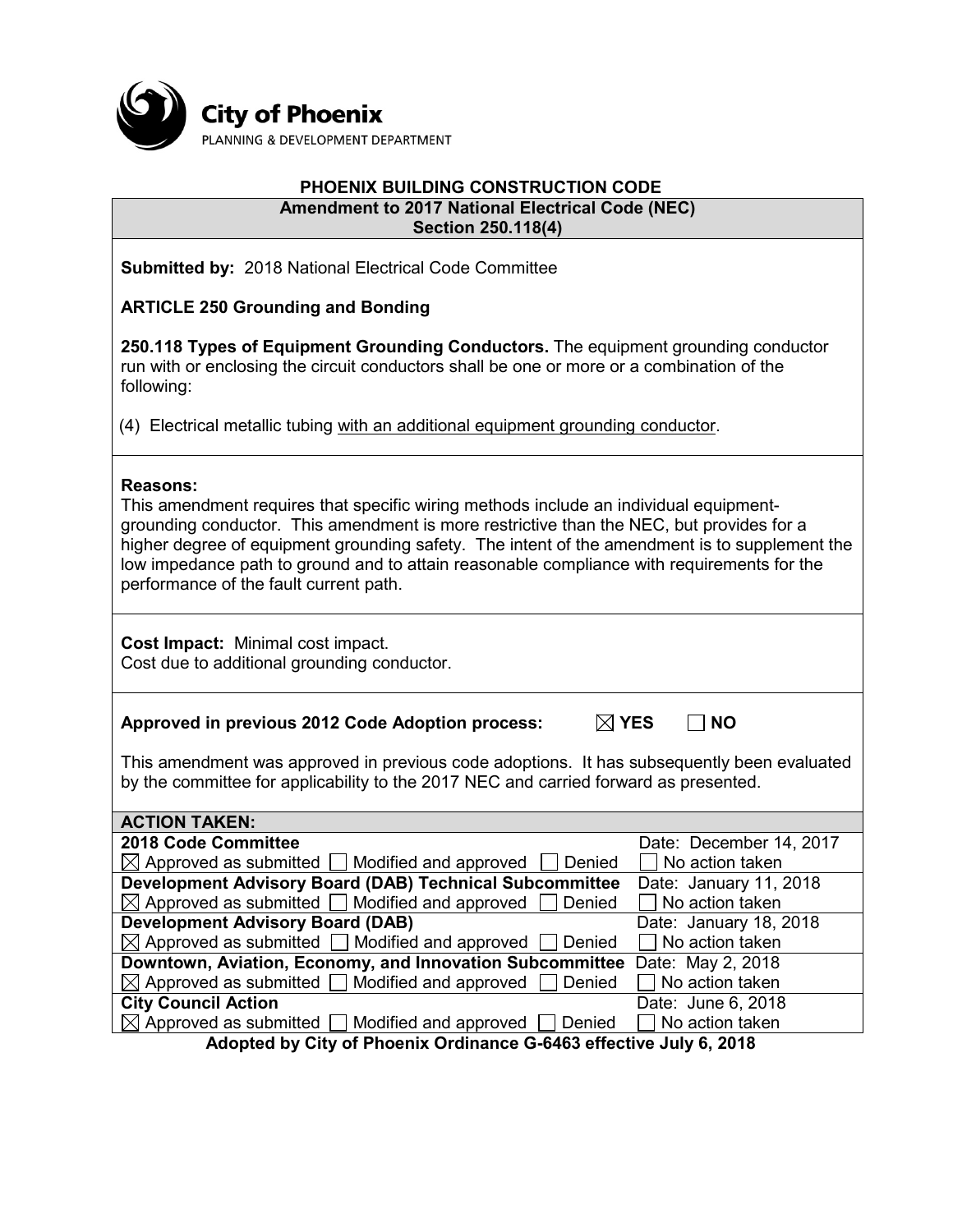**City of Phoenix**
PLANNING & DEVELOPMENT DEPARTMENT

## PHOENIX BUILDING CONSTRUCTION CODE

**Amendment to 2017 National Electrical Code (NEC)**
**Section 250.118(4)**

**Submitted by:** 2018 National Electrical Code Committee

**ARTICLE 250 Grounding and Bonding**

**250.118 Types of Equipment Grounding Conductors.** The equipment grounding conductor run with or enclosing the circuit conductors shall be one or more or a combination of the following:

(4) Electrical metallic tubing <u>with an additional equipment grounding conductor</u>.

**Reasons:**
This amendment requires that specific wiring methods include an individual equipment-grounding conductor. This amendment is more restrictive than the NEC, but provides for a higher degree of equipment grounding safety. The intent of the amendment is to supplement the low impedance path to ground and to attain reasonable compliance with requirements for the performance of the fault current path.

**Cost Impact:** Minimal cost impact.
Cost due to additional grounding conductor.

**Approved in previous 2012 Code Adoption process:** ☒ **YES** ☐ **NO**

This amendment was approved in previous code adoptions. It has subsequently been evaluated by the committee for applicability to the 2017 NEC and carried forward as presented.

| **ACTION TAKEN:** | |
|---|---|
| **2018 Code Committee** | Date: December 14, 2017 |
| ☒ Approved as submitted ☐ Modified and approved ☐ Denied | ☐ No action taken |
| **Development Advisory Board (DAB) Technical Subcommittee** | Date: January 11, 2018 |
| ☒ Approved as submitted ☐ Modified and approved ☐ Denied | ☐ No action taken |
| **Development Advisory Board (DAB)** | Date: January 18, 2018 |
| ☒ Approved as submitted ☐ Modified and approved ☐ Denied | ☐ No action taken |
| **Downtown, Aviation, Economy, and Innovation Subcommittee** | Date: May 2, 2018 |
| ☒ Approved as submitted ☐ Modified and approved ☐ Denied | ☐ No action taken |
| **City Council Action** | Date: June 6, 2018 |
| ☒ Approved as submitted ☐ Modified and approved ☐ Denied | ☐ No action taken |

**Adopted by City of Phoenix Ordinance G-6463 effective July 6, 2018**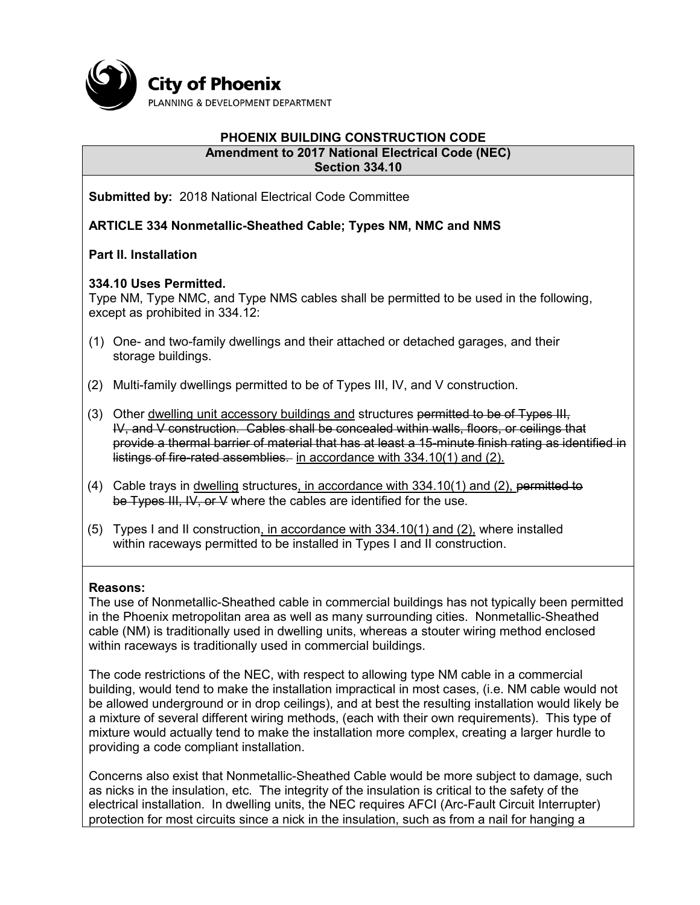City of Phoenix
PLANNING & DEVELOPMENT DEPARTMENT

**PHOENIX BUILDING CONSTRUCTION CODE**

**Amendment to 2017 National Electrical Code (NEC)**
**Section 334.10**

**Submitted by:** 2018 National Electrical Code Committee

**ARTICLE 334 Nonmetallic-Sheathed Cable; Types NM, NMC and NMS**

**Part II. Installation**

**334.10 Uses Permitted.**
Type NM, Type NMC, and Type NMS cables shall be permitted to be used in the following, except as prohibited in 334.12:

(1) One- and two-family dwellings and their attached or detached garages, and their storage buildings.

(2) Multi-family dwellings permitted to be of Types III, IV, and V construction.

(3) Other <u>dwelling unit accessory buildings and</u> structures ~~permitted to be of Types III, IV, and V construction. Cables shall be concealed within walls, floors, or ceilings that provide a thermal barrier of material that has at least a 15-minute finish rating as identified in listings of fire-rated assemblies.~~ <u>in accordance with 334.10(1) and (2).</u>

(4) Cable trays in <u>dwelling</u> structures<u>, in accordance with 334.10(1) and (2),</u> ~~permitted to be Types III, IV, or V~~ where the cables are identified for the use.

(5) Types I and II construction<u>, in accordance with 334.10(1) and (2),</u> where installed within raceways permitted to be installed in Types I and II construction.

**Reasons:**
The use of Nonmetallic-Sheathed cable in commercial buildings has not typically been permitted in the Phoenix metropolitan area as well as many surrounding cities. Nonmetallic-Sheathed cable (NM) is traditionally used in dwelling units, whereas a stouter wiring method enclosed within raceways is traditionally used in commercial buildings.

The code restrictions of the NEC, with respect to allowing type NM cable in a commercial building, would tend to make the installation impractical in most cases, (i.e. NM cable would not be allowed underground or in drop ceilings), and at best the resulting installation would likely be a mixture of several different wiring methods, (each with their own requirements). This type of mixture would actually tend to make the installation more complex, creating a larger hurdle to providing a code compliant installation.

Concerns also exist that Nonmetallic-Sheathed Cable would be more subject to damage, such as nicks in the insulation, etc. The integrity of the insulation is critical to the safety of the electrical installation. In dwelling units, the NEC requires AFCI (Arc-Fault Circuit Interrupter) protection for most circuits since a nick in the insulation, such as from a nail for hanging a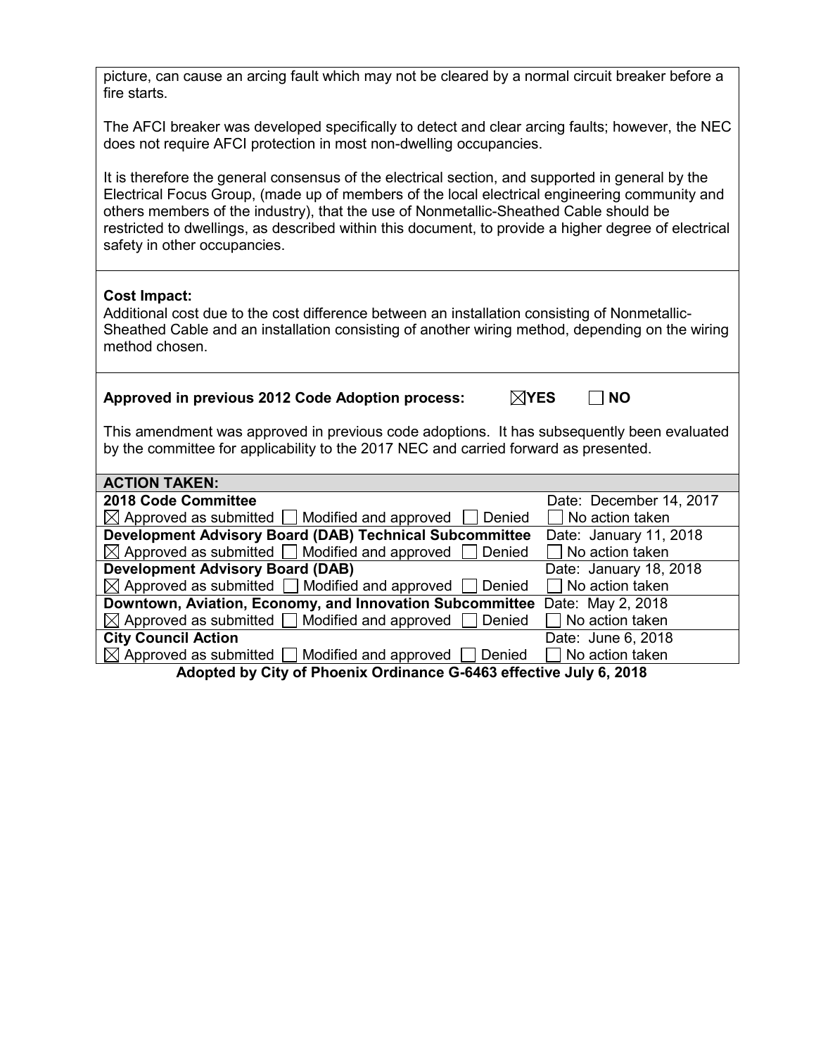picture, can cause an arcing fault which may not be cleared by a normal circuit breaker before a fire starts.

The AFCI breaker was developed specifically to detect and clear arcing faults; however, the NEC does not require AFCI protection in most non-dwelling occupancies.

It is therefore the general consensus of the electrical section, and supported in general by the Electrical Focus Group, (made up of members of the local electrical engineering community and others members of the industry), that the use of Nonmetallic-Sheathed Cable should be restricted to dwellings, as described within this document, to provide a higher degree of electrical safety in other occupancies.

**Cost Impact:**
Additional cost due to the cost difference between an installation consisting of Nonmetallic-Sheathed Cable and an installation consisting of another wiring method, depending on the wiring method chosen.

**Approved in previous 2012 Code Adoption process:** ☒ **YES** ☐ **NO**

This amendment was approved in previous code adoptions. It has subsequently been evaluated by the committee for applicability to the 2017 NEC and carried forward as presented.

| **ACTION TAKEN:** | |
|---|---|
| **2018 Code Committee** | Date: December 14, 2017 |
| ☒ Approved as submitted ☐ Modified and approved ☐ Denied | ☐ No action taken |
| **Development Advisory Board (DAB) Technical Subcommittee** | Date: January 11, 2018 |
| ☒ Approved as submitted ☐ Modified and approved ☐ Denied | ☐ No action taken |
| **Development Advisory Board (DAB)** | Date: January 18, 2018 |
| ☒ Approved as submitted ☐ Modified and approved ☐ Denied | ☐ No action taken |
| **Downtown, Aviation, Economy, and Innovation Subcommittee** | Date: May 2, 2018 |
| ☒ Approved as submitted ☐ Modified and approved ☐ Denied | ☐ No action taken |
| **City Council Action** | Date: June 6, 2018 |
| ☒ Approved as submitted ☐ Modified and approved ☐ Denied | ☐ No action taken |

**Adopted by City of Phoenix Ordinance G-6463 effective July 6, 2018**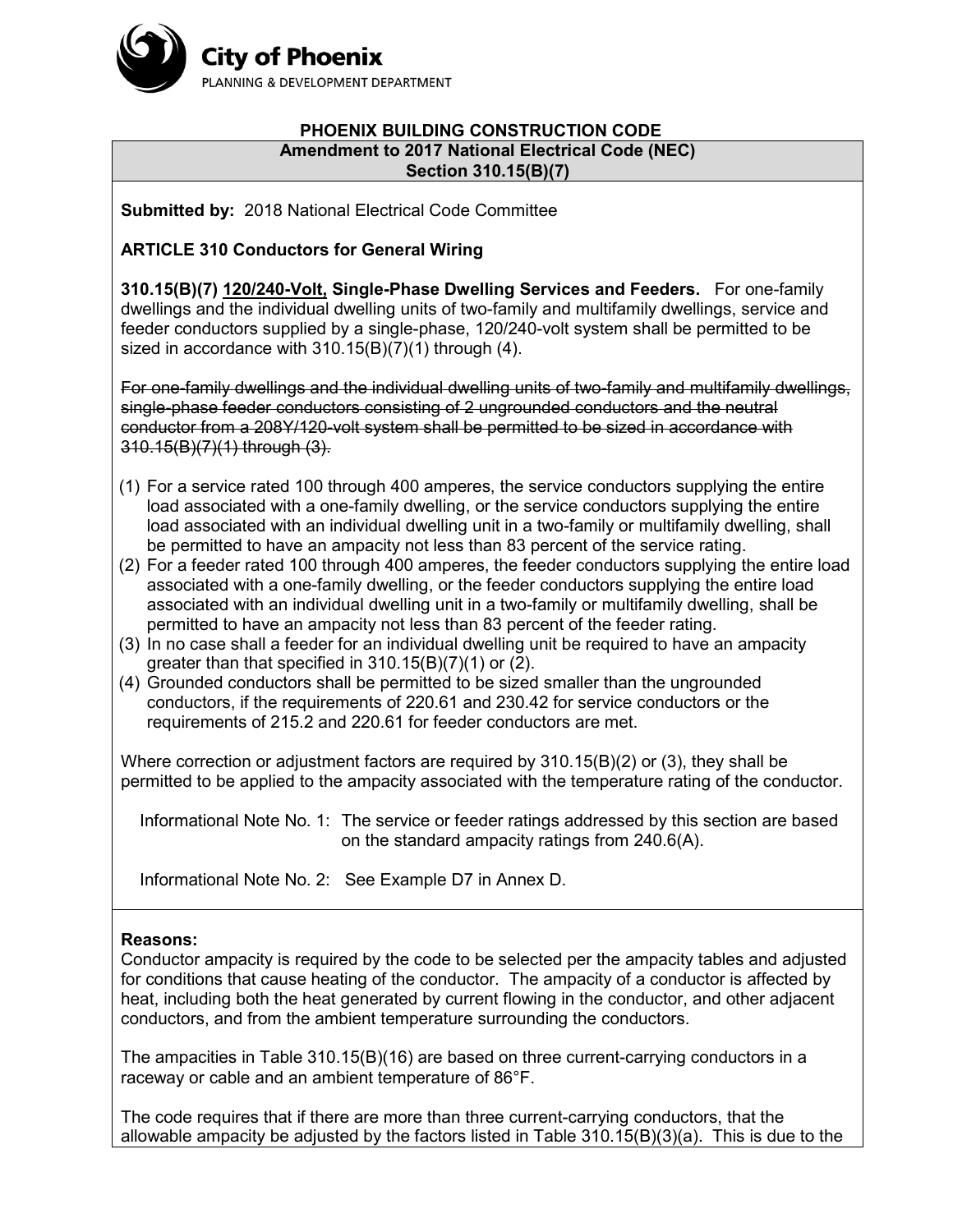City of Phoenix
PLANNING & DEVELOPMENT DEPARTMENT

**PHOENIX BUILDING CONSTRUCTION CODE**

**Amendment to 2017 National Electrical Code (NEC)**
**Section 310.15(B)(7)**

**Submitted by:** 2018 National Electrical Code Committee

**ARTICLE 310 Conductors for General Wiring**

**310.15(B)(7) <u>120/240-Volt,</u> Single-Phase Dwelling Services and Feeders.** For one-family dwellings and the individual dwelling units of two-family and multifamily dwellings, service and feeder conductors supplied by a single-phase, 120/240-volt system shall be permitted to be sized in accordance with 310.15(B)(7)(1) through (4).

~~For one-family dwellings and the individual dwelling units of two-family and multifamily dwellings, single-phase feeder conductors consisting of 2 ungrounded conductors and the neutral conductor from a 208Y/120-volt system shall be permitted to be sized in accordance with 310.15(B)(7)(1) through (3).~~

(1) For a service rated 100 through 400 amperes, the service conductors supplying the entire load associated with a one-family dwelling, or the service conductors supplying the entire load associated with an individual dwelling unit in a two-family or multifamily dwelling, shall be permitted to have an ampacity not less than 83 percent of the service rating.
(2) For a feeder rated 100 through 400 amperes, the feeder conductors supplying the entire load associated with a one-family dwelling, or the feeder conductors supplying the entire load associated with an individual dwelling unit in a two-family or multifamily dwelling, shall be permitted to have an ampacity not less than 83 percent of the feeder rating.
(3) In no case shall a feeder for an individual dwelling unit be required to have an ampacity greater than that specified in 310.15(B)(7)(1) or (2).
(4) Grounded conductors shall be permitted to be sized smaller than the ungrounded conductors, if the requirements of 220.61 and 230.42 for service conductors or the requirements of 215.2 and 220.61 for feeder conductors are met.

Where correction or adjustment factors are required by 310.15(B)(2) or (3), they shall be permitted to be applied to the ampacity associated with the temperature rating of the conductor.

Informational Note No. 1: The service or feeder ratings addressed by this section are based on the standard ampacity ratings from 240.6(A).

Informational Note No. 2: See Example D7 in Annex D.

**Reasons:**
Conductor ampacity is required by the code to be selected per the ampacity tables and adjusted for conditions that cause heating of the conductor. The ampacity of a conductor is affected by heat, including both the heat generated by current flowing in the conductor, and other adjacent conductors, and from the ambient temperature surrounding the conductors.

The ampacities in Table 310.15(B)(16) are based on three current-carrying conductors in a raceway or cable and an ambient temperature of 86°F.

The code requires that if there are more than three current-carrying conductors, that the allowable ampacity be adjusted by the factors listed in Table 310.15(B)(3)(a). This is due to the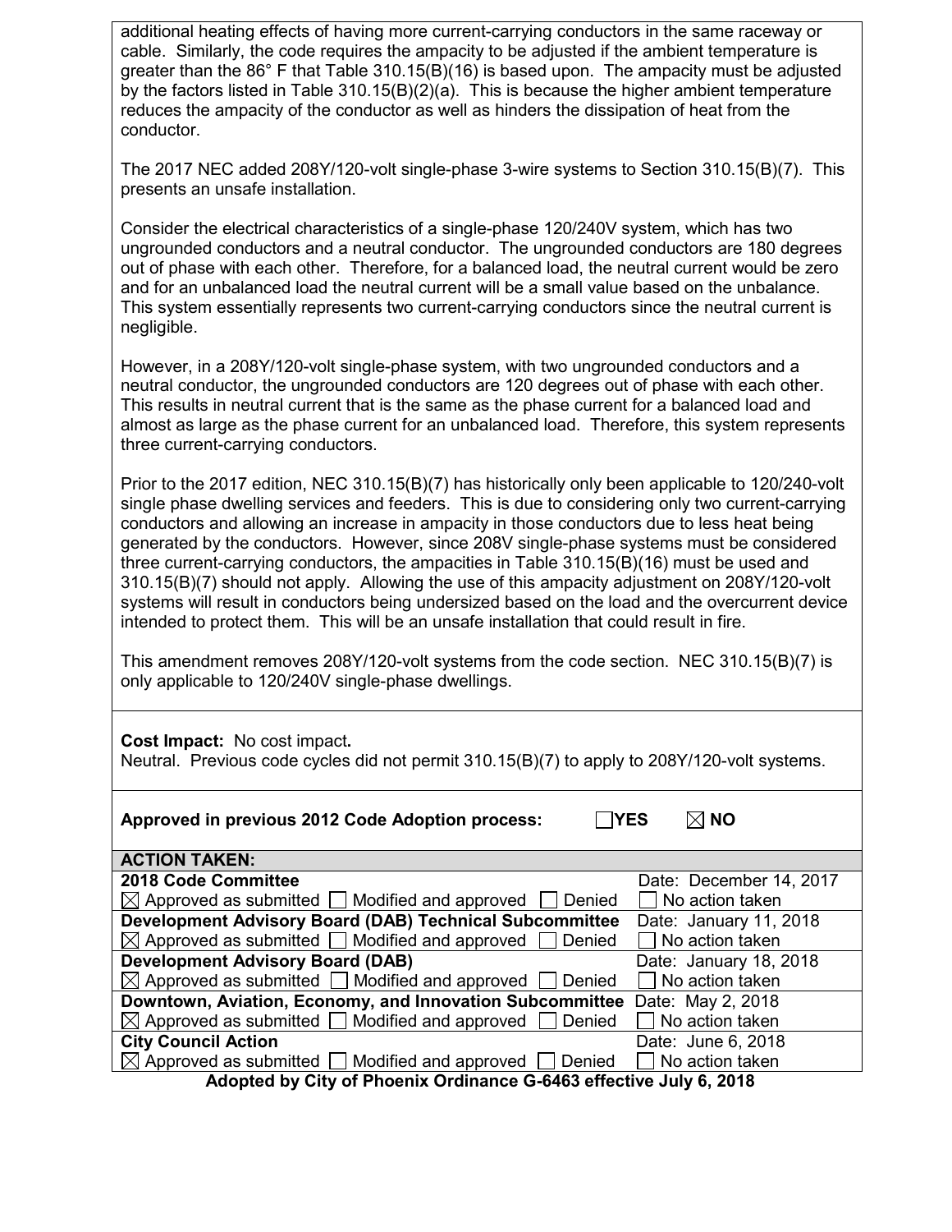additional heating effects of having more current-carrying conductors in the same raceway or cable. Similarly, the code requires the ampacity to be adjusted if the ambient temperature is greater than the 86° F that Table 310.15(B)(16) is based upon. The ampacity must be adjusted by the factors listed in Table 310.15(B)(2)(a). This is because the higher ambient temperature reduces the ampacity of the conductor as well as hinders the dissipation of heat from the conductor.

The 2017 NEC added 208Y/120-volt single-phase 3-wire systems to Section 310.15(B)(7). This presents an unsafe installation.

Consider the electrical characteristics of a single-phase 120/240V system, which has two ungrounded conductors and a neutral conductor. The ungrounded conductors are 180 degrees out of phase with each other. Therefore, for a balanced load, the neutral current would be zero and for an unbalanced load the neutral current will be a small value based on the unbalance. This system essentially represents two current-carrying conductors since the neutral current is negligible.

However, in a 208Y/120-volt single-phase system, with two ungrounded conductors and a neutral conductor, the ungrounded conductors are 120 degrees out of phase with each other. This results in neutral current that is the same as the phase current for a balanced load and almost as large as the phase current for an unbalanced load. Therefore, this system represents three current-carrying conductors.

Prior to the 2017 edition, NEC 310.15(B)(7) has historically only been applicable to 120/240-volt single phase dwelling services and feeders. This is due to considering only two current-carrying conductors and allowing an increase in ampacity in those conductors due to less heat being generated by the conductors. However, since 208V single-phase systems must be considered three current-carrying conductors, the ampacities in Table 310.15(B)(16) must be used and 310.15(B)(7) should not apply. Allowing the use of this ampacity adjustment on 208Y/120-volt systems will result in conductors being undersized based on the load and the overcurrent device intended to protect them. This will be an unsafe installation that could result in fire.

This amendment removes 208Y/120-volt systems from the code section. NEC 310.15(B)(7) is only applicable to 120/240V single-phase dwellings.

**Cost Impact:** No cost impact**.**
Neutral. Previous code cycles did not permit 310.15(B)(7) to apply to 208Y/120-volt systems.

**Approved in previous 2012 Code Adoption process:** ☐ **YES** ☒ **NO**

| **ACTION TAKEN:** | |
|---|---|
| **2018 Code Committee** | Date: December 14, 2017 |
| ☒ Approved as submitted ☐ Modified and approved ☐ Denied | ☐ No action taken |
| **Development Advisory Board (DAB) Technical Subcommittee** | Date: January 11, 2018 |
| ☒ Approved as submitted ☐ Modified and approved ☐ Denied | ☐ No action taken |
| **Development Advisory Board (DAB)** | Date: January 18, 2018 |
| ☒ Approved as submitted ☐ Modified and approved ☐ Denied | ☐ No action taken |
| **Downtown, Aviation, Economy, and Innovation Subcommittee** | Date: May 2, 2018 |
| ☒ Approved as submitted ☐ Modified and approved ☐ Denied | ☐ No action taken |
| **City Council Action** | Date: June 6, 2018 |
| ☒ Approved as submitted ☐ Modified and approved ☐ Denied | ☐ No action taken |

**Adopted by City of Phoenix Ordinance G-6463 effective July 6, 2018**